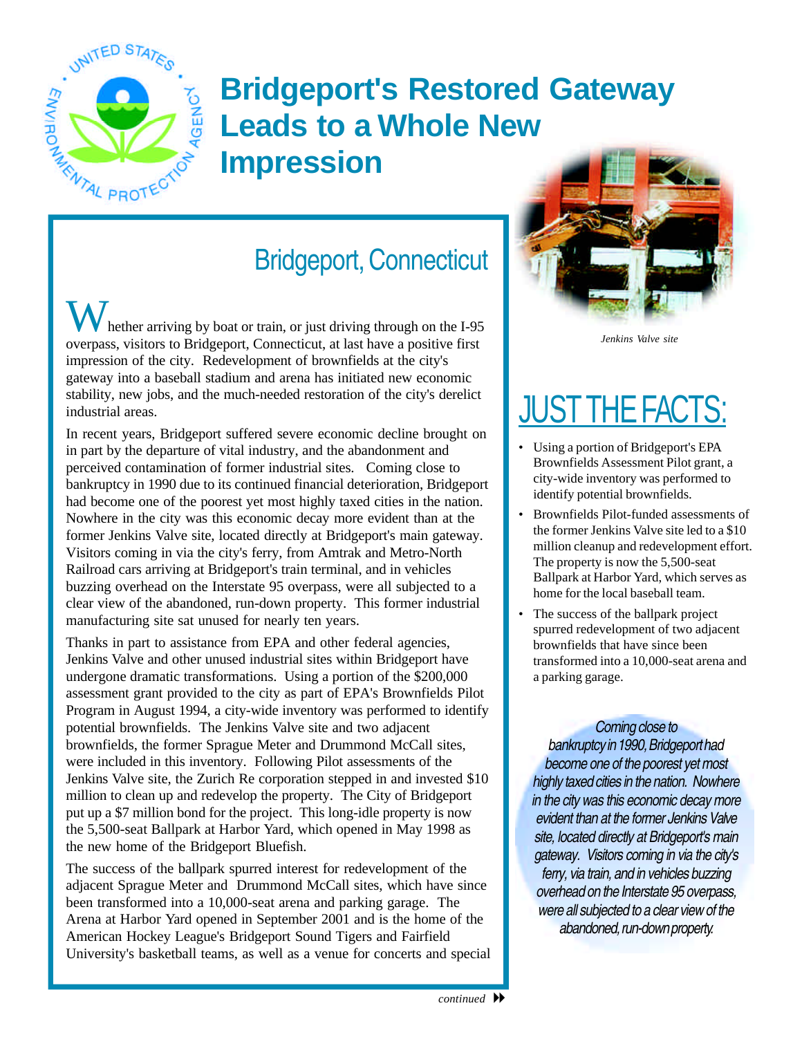# Bridgeport's Restored Gateway Leads to a Whole New Impression

## Bridgeport, Connecticut

Whether arriving by boat or train, or just driving through on the I-95 overpass, visitors to Bridgeport, Connecticut, at last have a positive first impression of the city. Redevelopment of brownfields at the city's gateway into a baseball stadium and arena has initiated new economic stability, new jobs, and the much-needed restoration of the city's derelict industrial areas.

In recent years, Bridgeport suffered severe economic decline brought on in part by the departure of vital industry, and the abandonment and perceived contamination of former industrial sites. Coming close to bankruptcy in 1990 due to its continued financial deterioration, Bridgeport had become one of the poorest yet most highly taxed cities in the nation. Nowhere in the city was this economic decay more evident than at the former Jenkins Valve site, located directly at Bridgeport's main gateway. Visitors coming in via the city's ferry, from Amtrak and Metro-North Railroad cars arriving at Bridgeport's train terminal, and in vehicles buzzing overhead on the Interstate 95 overpass, were all subjected to a clear view of the abandoned, run-down property. This former industrial manufacturing site sat unused for nearly ten years.

Thanks in part to assistance from EPA and other federal agencies, Jenkins Valve and other unused industrial sites within Bridgeport have undergone dramatic transformations. Using a portion of the $200,000 assessment grant provided to the city as part of EPA's Brownfields Pilot Program in August 1994, a city-wide inventory was performed to identify potential brownfields. The Jenkins Valve site and two adjacent brownfields, the former Sprague Meter and Drummond McCall sites, were included in this inventory. Following Pilot assessments of the Jenkins Valve site, the Zurich Re corporation stepped in and invested $10 million to clean up and redevelop the property. The City of Bridgeport put up a $7 million bond for the project. This long-idle property is now the 5,500-seat Ballpark at Harbor Yard, which opened in May 1998 as the new home of the Bridgeport Bluefish.

The success of the ballpark spurred interest for redevelopment of the adjacent Sprague Meter and Drummond McCall sites, which have since been transformed into a 10,000-seat arena and parking garage. The Arena at Harbor Yard opened in September 2001 and is the home of the American Hockey League's Bridgeport Sound Tigers and Fairfield University's basketball teams, as well as a venue for concerts and special

*continued*

*Jenkins Valve site*

## JUST THE FACTS:

- Using a portion of Bridgeport's EPA Brownfields Assessment Pilot grant, a city-wide inventory was performed to identify potential brownfields.
- Brownfields Pilot-funded assessments of the former Jenkins Valve site led to a $10 million cleanup and redevelopment effort. The property is now the 5,500-seat Ballpark at Harbor Yard, which serves as home for the local baseball team.
- The success of the ballpark project spurred redevelopment of two adjacent brownfields that have since been transformed into a 10,000-seat arena and a parking garage.

*Coming close to bankruptcy in 1990, Bridgeport had become one of the poorest yet most highly taxed cities in the nation. Nowhere in the city was this economic decay more evident than at the former Jenkins Valve site, located directly at Bridgeport's main gateway. Visitors coming in via the city's ferry, via train, and in vehicles buzzing overhead on the Interstate 95 overpass, were all subjected to a clear view of the abandoned, run-down property.*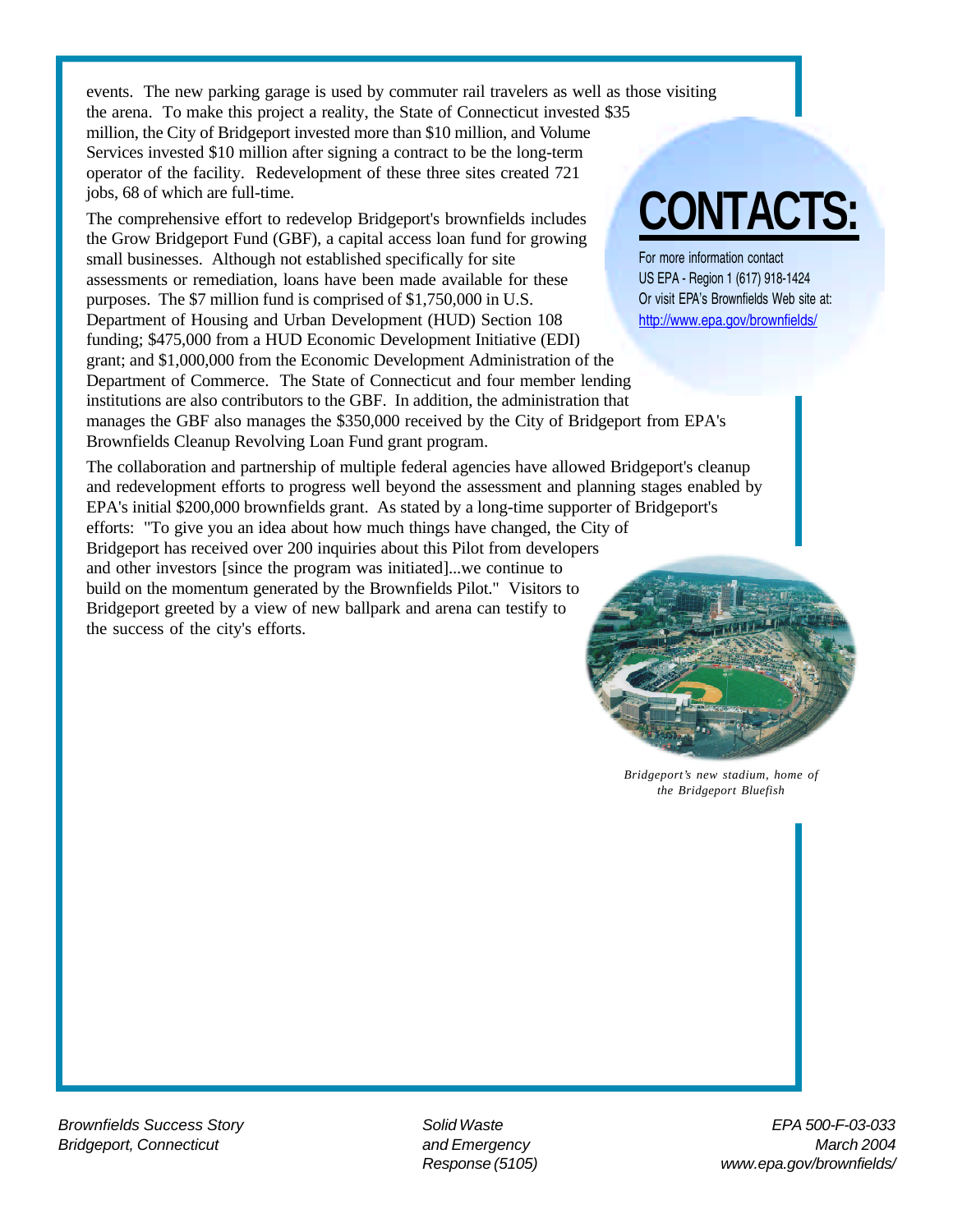events. The new parking garage is used by commuter rail travelers as well as those visiting the arena. To make this project a reality, the State of Connecticut invested $35 million, the City of Bridgeport invested more than $10 million, and Volume Services invested $10 million after signing a contract to be the long-term operator of the facility. Redevelopment of these three sites created 721 jobs, 68 of which are full-time.

The comprehensive effort to redevelop Bridgeport's brownfields includes the Grow Bridgeport Fund (GBF), a capital access loan fund for growing small businesses. Although not established specifically for site assessments or remediation, loans have been made available for these purposes. The $7 million fund is comprised of $1,750,000 in U.S. Department of Housing and Urban Development (HUD) Section 108 funding; $475,000 from a HUD Economic Development Initiative (EDI) grant; and $1,000,000 from the Economic Development Administration of the Department of Commerce. The State of Connecticut and four member lending institutions are also contributors to the GBF. In addition, the administration that manages the GBF also manages the $350,000 received by the City of Bridgeport from EPA's Brownfields Cleanup Revolving Loan Fund grant program.

The collaboration and partnership of multiple federal agencies have allowed Bridgeport's cleanup and redevelopment efforts to progress well beyond the assessment and planning stages enabled by EPA's initial $200,000 brownfields grant. As stated by a long-time supporter of Bridgeport's efforts: "To give you an idea about how much things have changed, the City of Bridgeport has received over 200 inquiries about this Pilot from developers and other investors [since the program was initiated]...we continue to build on the momentum generated by the Brownfields Pilot." Visitors to Bridgeport greeted by a view of new ballpark and arena can testify to the success of the city's efforts.

# CONTACTS:

For more information contact
US EPA - Region 1 (617) 918-1424
Or visit EPA's Brownfields Web site at:
http://www.epa.gov/brownfields/

*Bridgeport's new stadium, home of the Bridgeport Bluefish*

*Brownfields Success Story*
*Bridgeport, Connecticut*

*Solid Waste and Emergency Response (5105)*

*EPA 500-F-03-033*
*March 2004*
*www.epa.gov/brownfields/*